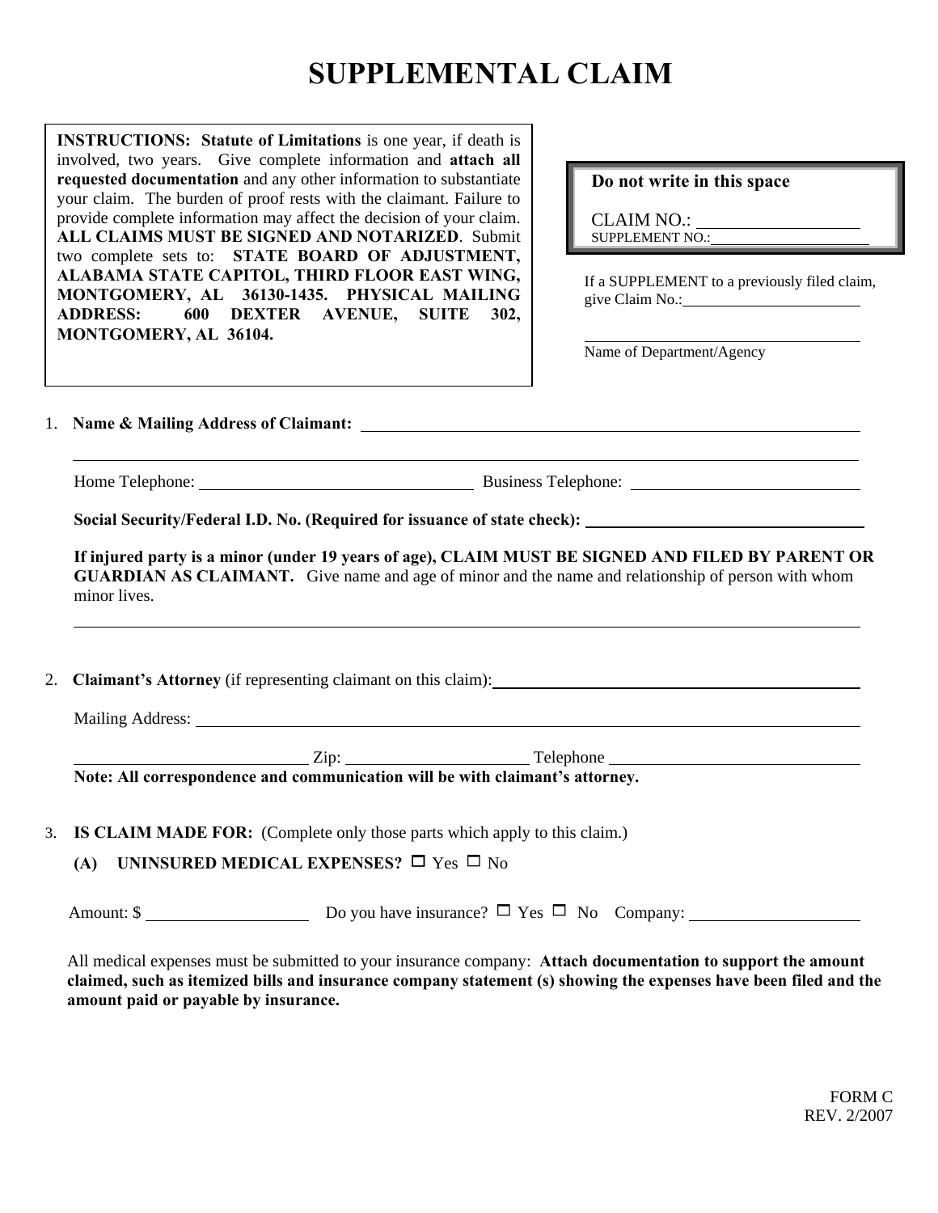# SUPPLEMENTAL CLAIM

**INSTRUCTIONS: Statute of Limitations** is one year, if death is involved, two years. Give complete information and **attach all requested documentation** and any other information to substantiate your claim. The burden of proof rests with the claimant. Failure to provide complete information may affect the decision of your claim. **ALL CLAIMS MUST BE SIGNED AND NOTARIZED**. Submit two complete sets to: **STATE BOARD OF ADJUSTMENT, ALABAMA STATE CAPITOL, THIRD FLOOR EAST WING, MONTGOMERY, AL 36130-1435. PHYSICAL MAILING ADDRESS: 600 DEXTER AVENUE, SUITE 302, MONTGOMERY, AL 36104.**

**Do not write in this space**

CLAIM NO.: ____________________

SUPPLEMENT NO.: ____________________

If a SUPPLEMENT to a previously filed claim, give Claim No.: ____________________

____________________
Name of Department/Agency

1. **Name & Mailing Address of Claimant:** ____________________

   ____________________

   Home Telephone: ____________________ Business Telephone: ____________________

   **Social Security/Federal I.D. No. (Required for issuance of state check):** ____________________

   **If injured party is a minor (under 19 years of age), CLAIM MUST BE SIGNED AND FILED BY PARENT OR GUARDIAN AS CLAIMANT.** Give name and age of minor and the name and relationship of person with whom minor lives.

   ____________________

2. **Claimant's Attorney** (if representing claimant on this claim): ____________________

   Mailing Address: ____________________

   ____________________ Zip: ____________________ Telephone ____________________

   **Note: All correspondence and communication will be with claimant's attorney.**

3. **IS CLAIM MADE FOR:** (Complete only those parts which apply to this claim.)

   **(A) UNINSURED MEDICAL EXPENSES?** ☐ Yes ☐ No

   Amount: $ ____________________ Do you have insurance? ☐ Yes ☐ No Company: ____________________

   All medical expenses must be submitted to your insurance company: **Attach documentation to support the amount claimed, such as itemized bills and insurance company statement (s) showing the expenses have been filed and the amount paid or payable by insurance.**

FORM C
REV. 2/2007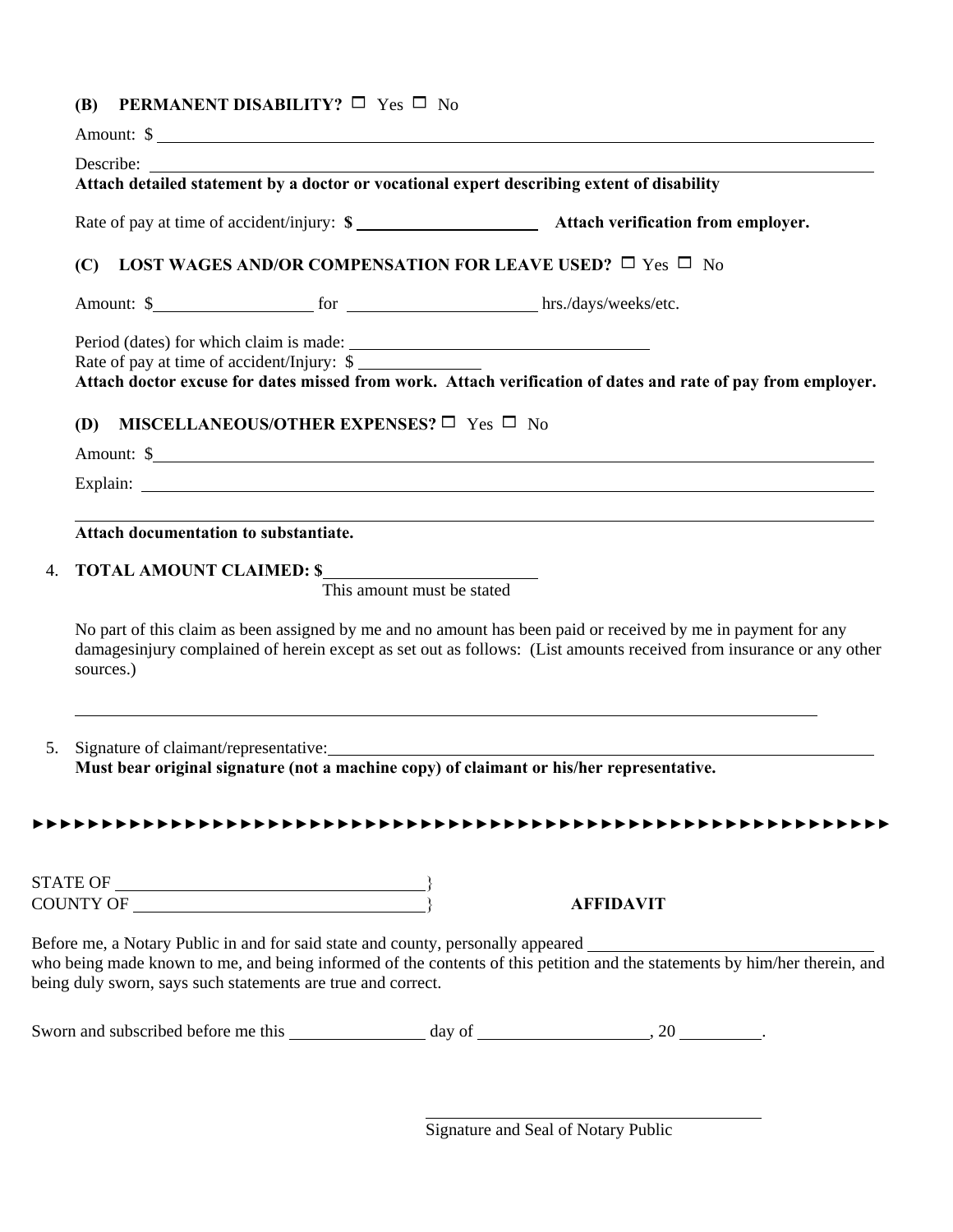**(B) PERMANENT DISABILITY?** ☐ Yes ☐ No

Amount: $ ____________________

Describe: ____________________

**Attach detailed statement by a doctor or vocational expert describing extent of disability**

Rate of pay at time of accident/injury: **$** ____________________ **Attach verification from employer.**

**(C) LOST WAGES AND/OR COMPENSATION FOR LEAVE USED?** ☐ Yes ☐ No

Amount: $ __________ for __________ hrs./days/weeks/etc.

Period (dates) for which claim is made: ____________________

Rate of pay at time of accident/Injury: $ __________

**Attach doctor excuse for dates missed from work. Attach verification of dates and rate of pay from employer.**

**(D) MISCELLANEOUS/OTHER EXPENSES?** ☐ Yes ☐ No

Amount: $ ____________________

Explain: ____________________

**Attach documentation to substantiate.**

4. **TOTAL AMOUNT CLAIMED: $** ____________________
   This amount must be stated

   No part of this claim as been assigned by me and no amount has been paid or received by me in payment for any damagesinjury complained of herein except as set out as follows: (List amounts received from insurance or any other sources.)

   ____________________

5. Signature of claimant/representative: ____________________
   **Must bear original signature (not a machine copy) of claimant or his/her representative.**

►►►►►►►►►►►►►►►►►►►►►►►►►►►►►►►►►►►►►►►►►►►►►►►►►►►►►►►►►►►►►►►►

STATE OF ____________________ }
COUNTY OF ____________________ }

**AFFIDAVIT**

Before me, a Notary Public in and for said state and county, personally appeared ____________________ who being made known to me, and being informed of the contents of this petition and the statements by him/her therein, and being duly sworn, says such statements are true and correct.

Sworn and subscribed before me this __________ day of __________, 20 __________.

____________________
Signature and Seal of Notary Public